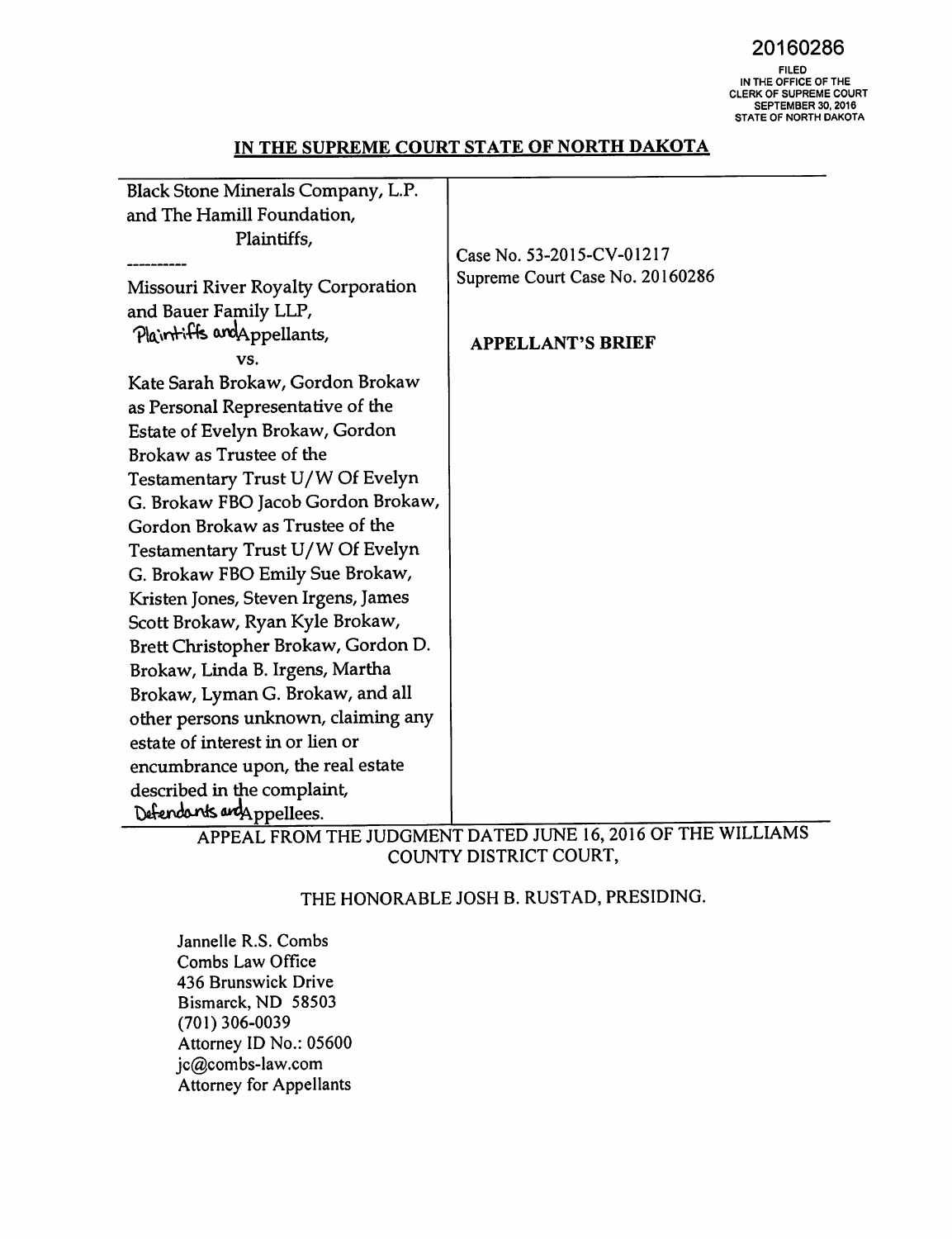20160286

FILED
IN THE OFFICE OF THE
CLERK OF SUPREME COURT
SEPTEMBER 30, 2016
STATE OF NORTH DAKOTA

## IN THE SUPREME COURT STATE OF NORTH DAKOTA

| | |
|---|---|
| Black Stone Minerals Company, L.P. and The Hamill Foundation,<br>Plaintiffs,<br>----------<br>Missouri River Royalty Corporation and Bauer Family LLP,<br>Plaintiffs and Appellants,<br>vs.<br>Kate Sarah Brokaw, Gordon Brokaw as Personal Representative of the Estate of Evelyn Brokaw, Gordon Brokaw as Trustee of the Testamentary Trust U/W Of Evelyn G. Brokaw FBO Jacob Gordon Brokaw, Gordon Brokaw as Trustee of the Testamentary Trust U/W Of Evelyn G. Brokaw FBO Emily Sue Brokaw, Kristen Jones, Steven Irgens, James Scott Brokaw, Ryan Kyle Brokaw, Brett Christopher Brokaw, Gordon D. Brokaw, Linda B. Irgens, Martha Brokaw, Lyman G. Brokaw, and all other persons unknown, claiming any estate of interest in or lien or encumbrance upon, the real estate described in the complaint,<br>Defendants and Appellees. | Case No. 53-2015-CV-01217<br>Supreme Court Case No. 20160286<br><br>**APPELLANT'S BRIEF** |

APPEAL FROM THE JUDGMENT DATED JUNE 16, 2016 OF THE WILLIAMS COUNTY DISTRICT COURT,

THE HONORABLE JOSH B. RUSTAD, PRESIDING.

Jannelle R.S. Combs
Combs Law Office
436 Brunswick Drive
Bismarck, ND 58503
(701) 306-0039
Attorney ID No.: 05600
jc@combs-law.com
Attorney for Appellants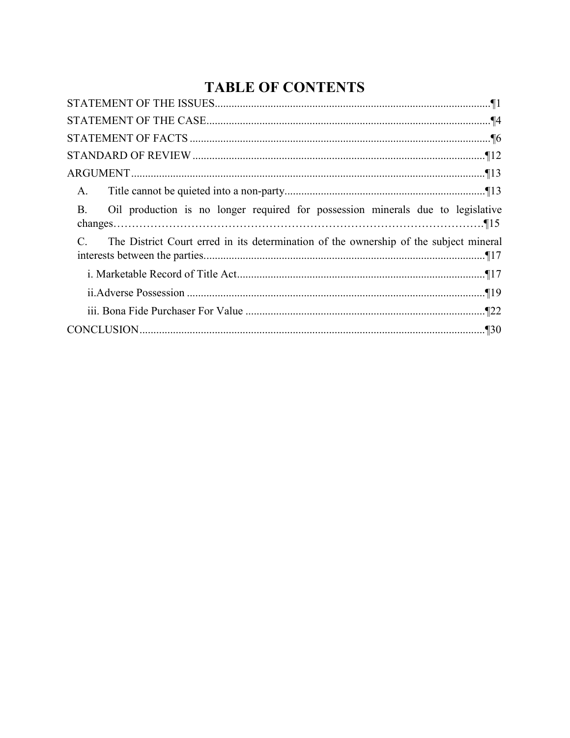# TABLE OF CONTENTS

STATEMENT OF THE ISSUES....................................................................................................¶1

STATEMENT OF THE CASE....................................................................................................¶4

STATEMENT OF FACTS ..........................................................................................................¶6

STANDARD OF REVIEW .........................................................................................................¶12

ARGUMENT..............................................................................................................................¶13

A. Title cannot be quieted into a non-party.......................................................................¶13

B. Oil production is no longer required for possession minerals due to legislative changes……………………………………………………………………………………¶15

C. The District Court erred in its determination of the ownership of the subject mineral interests between the parties....................................................................................................¶17

i. Marketable Record of Title Act........................................................................................¶17

ii.Adverse Possession ..........................................................................................................¶19

iii. Bona Fide Purchaser For Value .....................................................................................¶22

CONCLUSION...........................................................................................................................¶30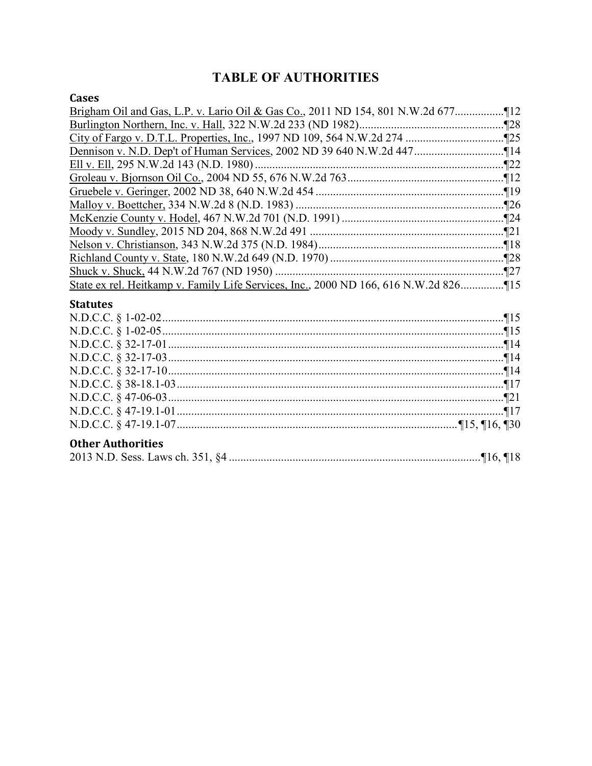# TABLE OF AUTHORITIES

## Cases

Brigham Oil and Gas, L.P. v. Lario Oil & Gas Co., 2011 ND 154, 801 N.W.2d 677................¶12
Burlington Northern, Inc. v. Hall, 322 N.W.2d 233 (ND 1982)..................................................¶28
City of Fargo v. D.T.L. Properties, Inc., 1997 ND 109, 564 N.W.2d 274 ..................................¶25
Dennison v. N.D. Dep't of Human Services, 2002 ND 39 640 N.W.2d 447...............................¶14
Ell v. Ell, 295 N.W.2d 143 (N.D. 1980).....................................................................................¶22
Groleau v. Bjornson Oil Co., 2004 ND 55, 676 N.W.2d 763.....................................................¶12
Gruebele v. Geringer, 2002 ND 38, 640 N.W.2d 454 ................................................................¶19
Malloy v. Boettcher, 334 N.W.2d 8 (N.D. 1983) .......................................................................¶26
McKenzie County v. Hodel, 467 N.W.2d 701 (N.D. 1991) ........................................................¶24
Moody v. Sundley, 2015 ND 204, 868 N.W.2d 491 ...................................................................¶21
Nelson v. Christianson, 343 N.W.2d 375 (N.D. 1984)................................................................¶18
Richland County v. State, 180 N.W.2d 649 (N.D. 1970) ............................................................¶28
Shuck v. Shuck, 44 N.W.2d 767 (ND 1950) ...............................................................................¶27
State ex rel. Heitkamp v. Family Life Services, Inc., 2000 ND 166, 616 N.W.2d 826...............¶15

## Statutes

N.D.C.C. § 1-02-02......................................................................................................................¶15
N.D.C.C. § 1-02-05......................................................................................................................¶15
N.D.C.C. § 32-17-01....................................................................................................................¶14
N.D.C.C. § 32-17-03....................................................................................................................¶14
N.D.C.C. § 32-17-10....................................................................................................................¶14
N.D.C.C. § 38-18.1-03.................................................................................................................¶17
N.D.C.C. § 47-06-03....................................................................................................................¶21
N.D.C.C. § 47-19.1-01.................................................................................................................¶17
N.D.C.C. § 47-19.1-07.................................................................................................¶15, ¶16, ¶30

## Other Authorities

2013 N.D. Sess. Laws ch. 351, §4 ......................................................................................¶16, ¶18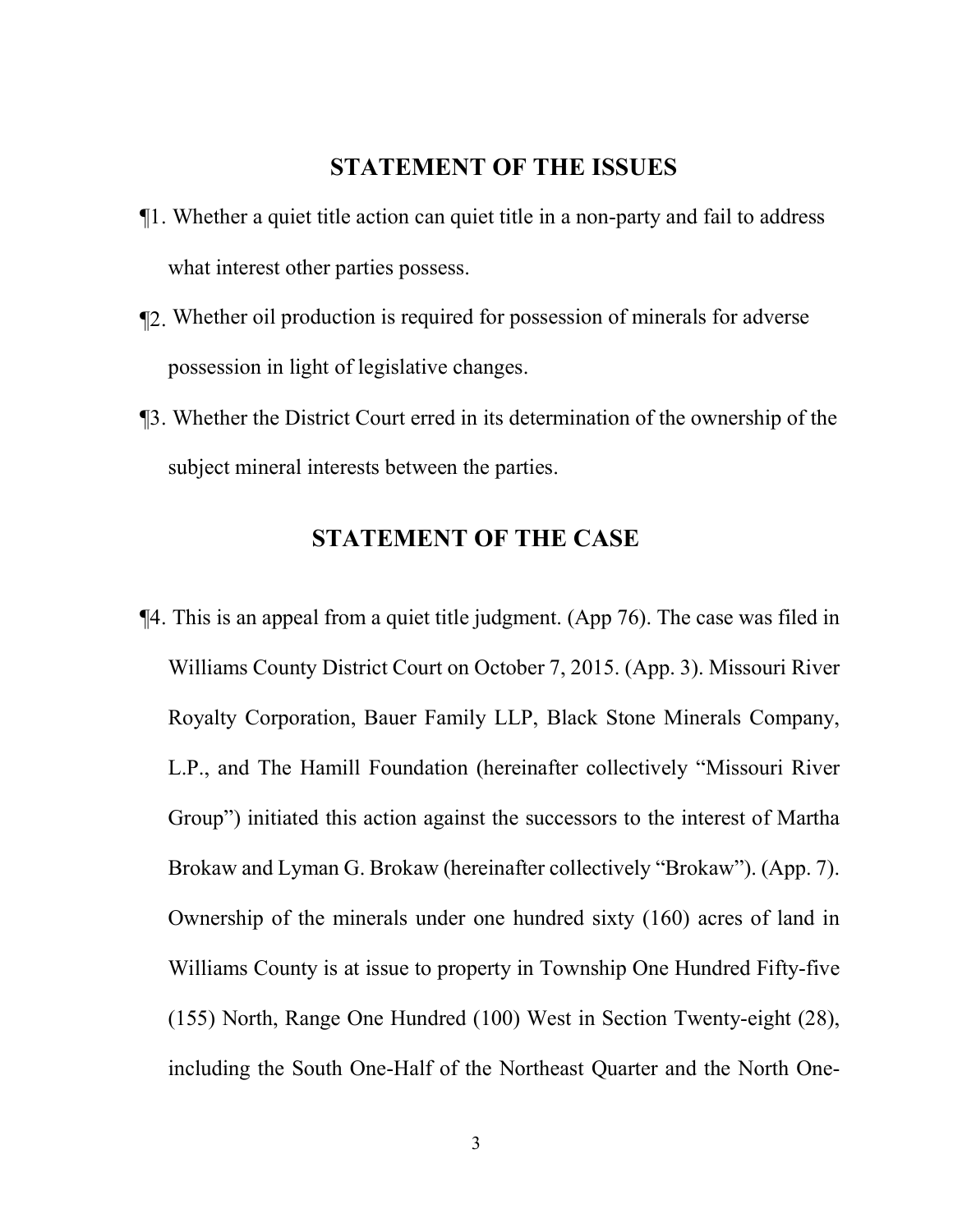## STATEMENT OF THE ISSUES

¶1. Whether a quiet title action can quiet title in a non-party and fail to address what interest other parties possess.

¶2. Whether oil production is required for possession of minerals for adverse possession in light of legislative changes.

¶3. Whether the District Court erred in its determination of the ownership of the subject mineral interests between the parties.

## STATEMENT OF THE CASE

¶4. This is an appeal from a quiet title judgment. (App 76). The case was filed in Williams County District Court on October 7, 2015. (App. 3). Missouri River Royalty Corporation, Bauer Family LLP, Black Stone Minerals Company, L.P., and The Hamill Foundation (hereinafter collectively "Missouri River Group") initiated this action against the successors to the interest of Martha Brokaw and Lyman G. Brokaw (hereinafter collectively "Brokaw"). (App. 7). Ownership of the minerals under one hundred sixty (160) acres of land in Williams County is at issue to property in Township One Hundred Fifty-five (155) North, Range One Hundred (100) West in Section Twenty-eight (28), including the South One-Half of the Northeast Quarter and the North One-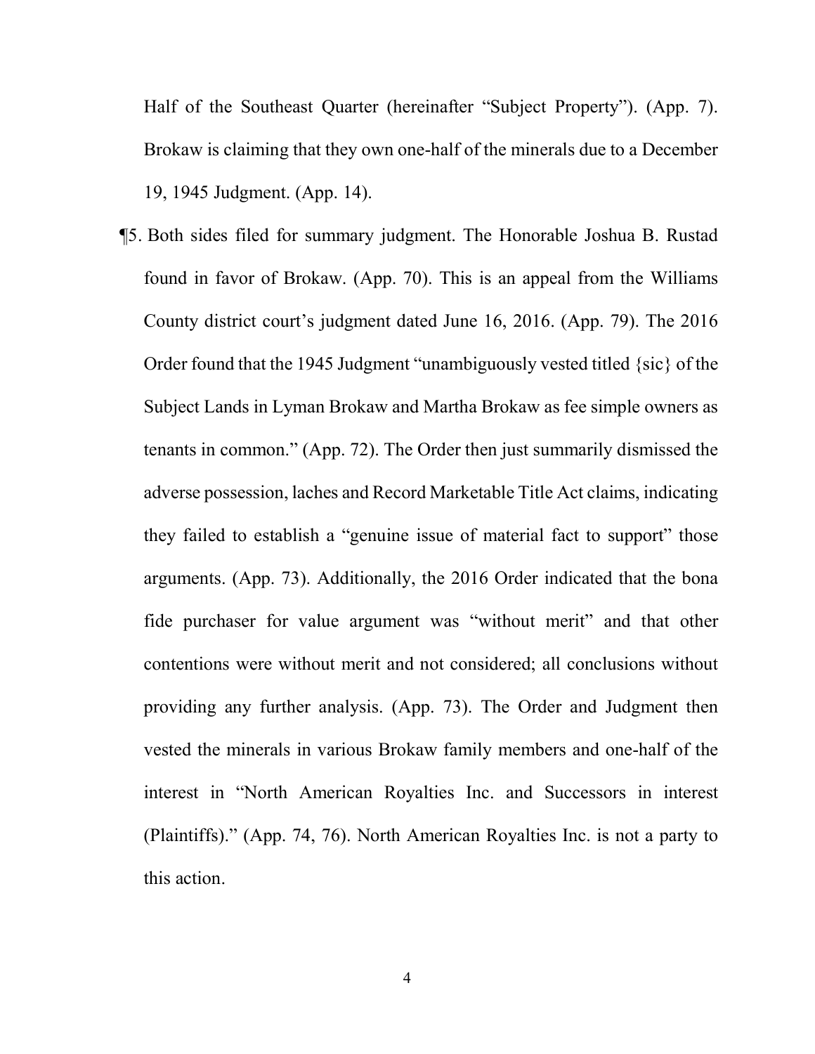Half of the Southeast Quarter (hereinafter "Subject Property"). (App. 7). Brokaw is claiming that they own one-half of the minerals due to a December 19, 1945 Judgment. (App. 14).

¶5. Both sides filed for summary judgment. The Honorable Joshua B. Rustad found in favor of Brokaw. (App. 70). This is an appeal from the Williams County district court's judgment dated June 16, 2016. (App. 79). The 2016 Order found that the 1945 Judgment "unambiguously vested titled {sic} of the Subject Lands in Lyman Brokaw and Martha Brokaw as fee simple owners as tenants in common." (App. 72). The Order then just summarily dismissed the adverse possession, laches and Record Marketable Title Act claims, indicating they failed to establish a "genuine issue of material fact to support" those arguments. (App. 73). Additionally, the 2016 Order indicated that the bona fide purchaser for value argument was "without merit" and that other contentions were without merit and not considered; all conclusions without providing any further analysis. (App. 73). The Order and Judgment then vested the minerals in various Brokaw family members and one-half of the interest in "North American Royalties Inc. and Successors in interest (Plaintiffs)." (App. 74, 76). North American Royalties Inc. is not a party to this action.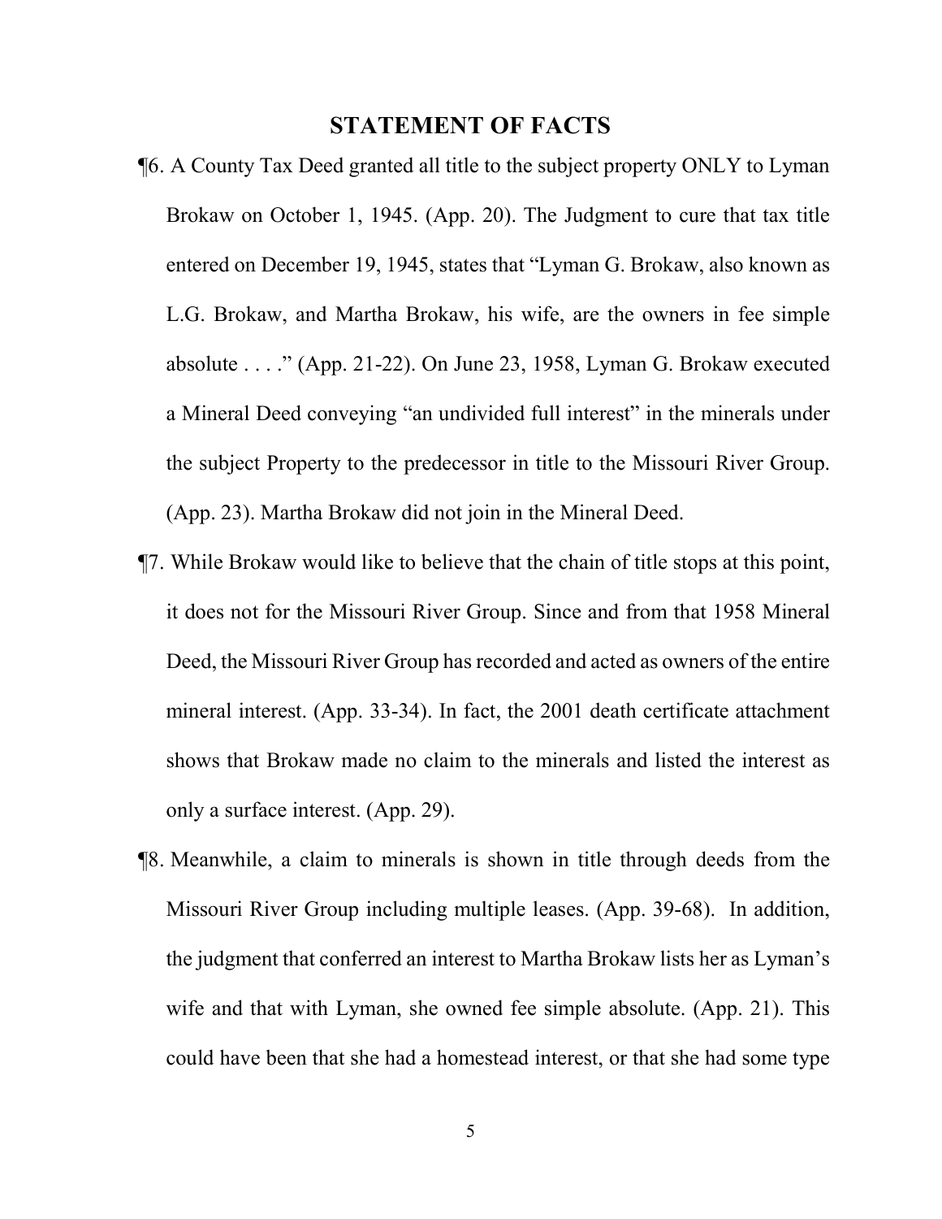## STATEMENT OF FACTS

¶6. A County Tax Deed granted all title to the subject property ONLY to Lyman Brokaw on October 1, 1945. (App. 20). The Judgment to cure that tax title entered on December 19, 1945, states that "Lyman G. Brokaw, also known as L.G. Brokaw, and Martha Brokaw, his wife, are the owners in fee simple absolute . . . ." (App. 21-22). On June 23, 1958, Lyman G. Brokaw executed a Mineral Deed conveying "an undivided full interest" in the minerals under the subject Property to the predecessor in title to the Missouri River Group. (App. 23). Martha Brokaw did not join in the Mineral Deed.

¶7. While Brokaw would like to believe that the chain of title stops at this point, it does not for the Missouri River Group. Since and from that 1958 Mineral Deed, the Missouri River Group has recorded and acted as owners of the entire mineral interest. (App. 33-34). In fact, the 2001 death certificate attachment shows that Brokaw made no claim to the minerals and listed the interest as only a surface interest. (App. 29).

¶8. Meanwhile, a claim to minerals is shown in title through deeds from the Missouri River Group including multiple leases. (App. 39-68). In addition, the judgment that conferred an interest to Martha Brokaw lists her as Lyman's wife and that with Lyman, she owned fee simple absolute. (App. 21). This could have been that she had a homestead interest, or that she had some type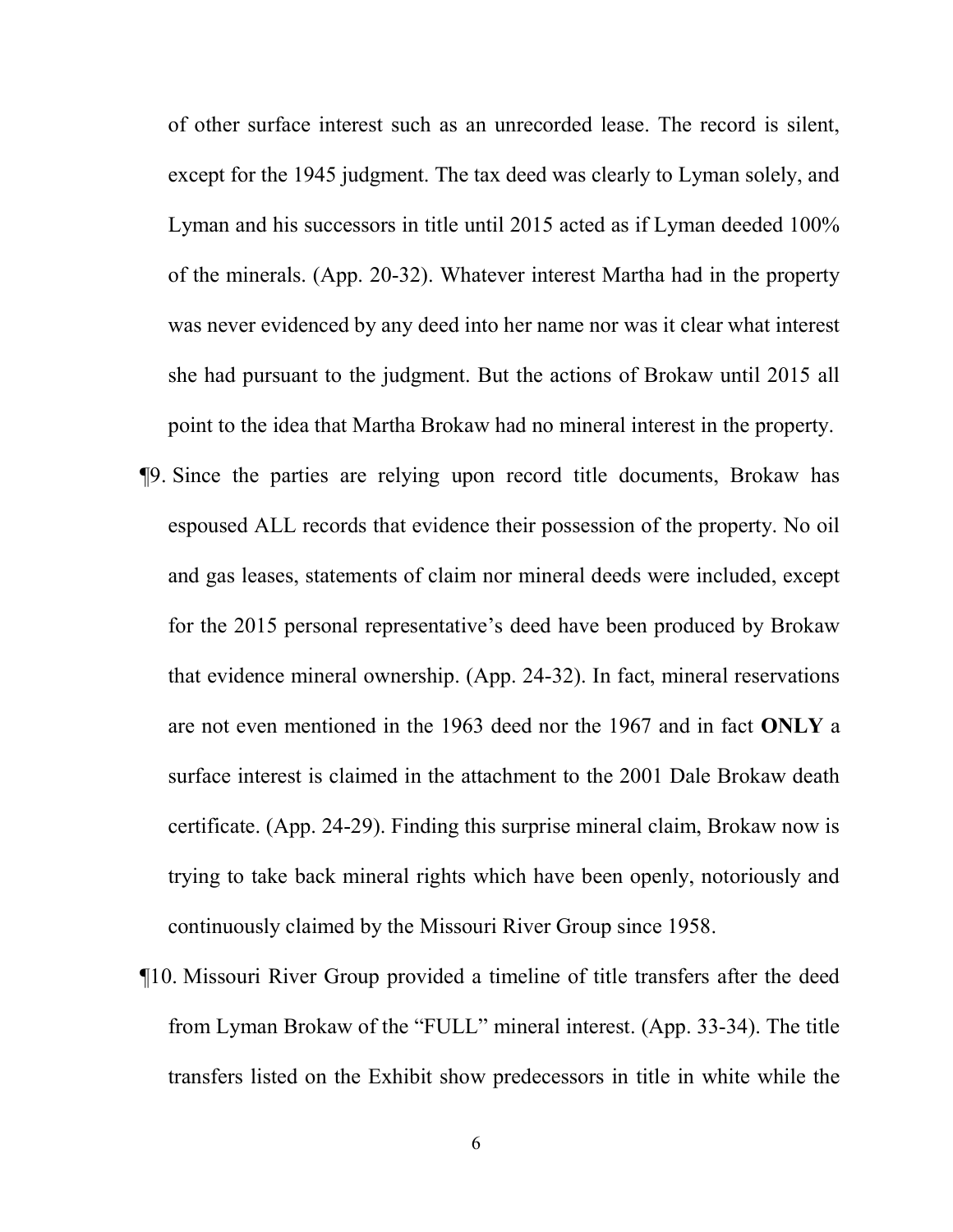of other surface interest such as an unrecorded lease. The record is silent, except for the 1945 judgment. The tax deed was clearly to Lyman solely, and Lyman and his successors in title until 2015 acted as if Lyman deeded 100% of the minerals. (App. 20-32). Whatever interest Martha had in the property was never evidenced by any deed into her name nor was it clear what interest she had pursuant to the judgment. But the actions of Brokaw until 2015 all point to the idea that Martha Brokaw had no mineral interest in the property.

¶9. Since the parties are relying upon record title documents, Brokaw has espoused ALL records that evidence their possession of the property. No oil and gas leases, statements of claim nor mineral deeds were included, except for the 2015 personal representative's deed have been produced by Brokaw that evidence mineral ownership. (App. 24-32). In fact, mineral reservations are not even mentioned in the 1963 deed nor the 1967 and in fact **ONLY** a surface interest is claimed in the attachment to the 2001 Dale Brokaw death certificate. (App. 24-29). Finding this surprise mineral claim, Brokaw now is trying to take back mineral rights which have been openly, notoriously and continuously claimed by the Missouri River Group since 1958.

¶10. Missouri River Group provided a timeline of title transfers after the deed from Lyman Brokaw of the "FULL" mineral interest. (App. 33-34). The title transfers listed on the Exhibit show predecessors in title in white while the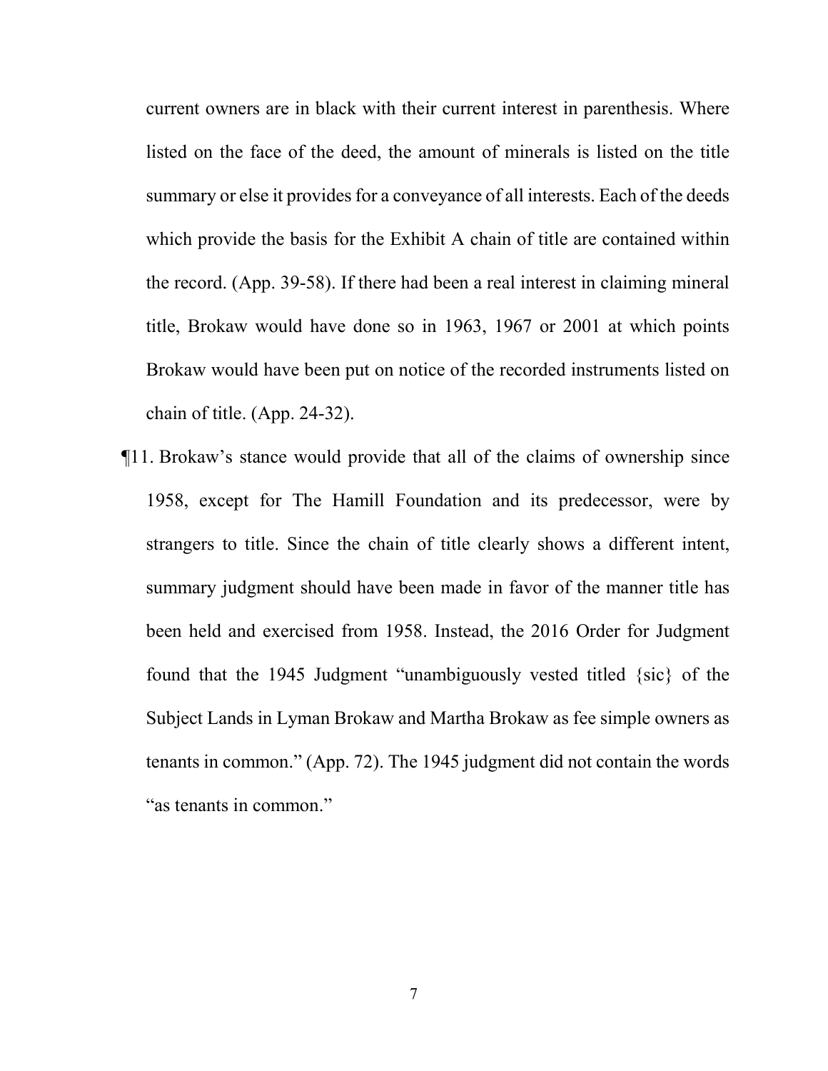current owners are in black with their current interest in parenthesis. Where listed on the face of the deed, the amount of minerals is listed on the title summary or else it provides for a conveyance of all interests. Each of the deeds which provide the basis for the Exhibit A chain of title are contained within the record. (App. 39-58). If there had been a real interest in claiming mineral title, Brokaw would have done so in 1963, 1967 or 2001 at which points Brokaw would have been put on notice of the recorded instruments listed on chain of title. (App. 24-32).

¶11. Brokaw's stance would provide that all of the claims of ownership since 1958, except for The Hamill Foundation and its predecessor, were by strangers to title. Since the chain of title clearly shows a different intent, summary judgment should have been made in favor of the manner title has been held and exercised from 1958. Instead, the 2016 Order for Judgment found that the 1945 Judgment "unambiguously vested titled {sic} of the Subject Lands in Lyman Brokaw and Martha Brokaw as fee simple owners as tenants in common." (App. 72). The 1945 judgment did not contain the words "as tenants in common."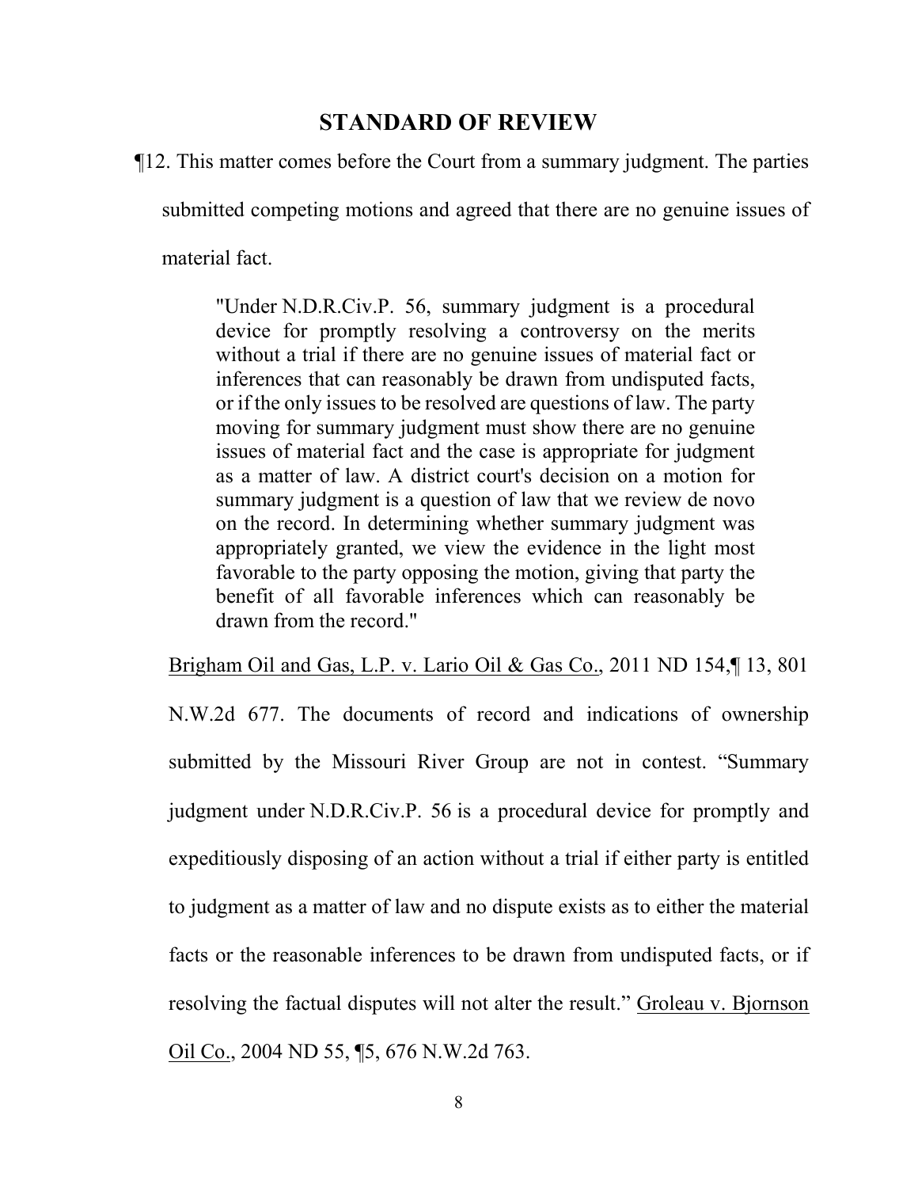## STANDARD OF REVIEW

¶12. This matter comes before the Court from a summary judgment. The parties submitted competing motions and agreed that there are no genuine issues of material fact.

> "Under N.D.R.Civ.P. 56, summary judgment is a procedural device for promptly resolving a controversy on the merits without a trial if there are no genuine issues of material fact or inferences that can reasonably be drawn from undisputed facts, or if the only issues to be resolved are questions of law. The party moving for summary judgment must show there are no genuine issues of material fact and the case is appropriate for judgment as a matter of law. A district court's decision on a motion for summary judgment is a question of law that we review de novo on the record. In determining whether summary judgment was appropriately granted, we view the evidence in the light most favorable to the party opposing the motion, giving that party the benefit of all favorable inferences which can reasonably be drawn from the record."

Brigham Oil and Gas, L.P. v. Lario Oil & Gas Co., 2011 ND 154,¶ 13, 801 N.W.2d 677. The documents of record and indications of ownership submitted by the Missouri River Group are not in contest. "Summary judgment under N.D.R.Civ.P. 56 is a procedural device for promptly and expeditiously disposing of an action without a trial if either party is entitled to judgment as a matter of law and no dispute exists as to either the material facts or the reasonable inferences to be drawn from undisputed facts, or if resolving the factual disputes will not alter the result." Groleau v. Bjornson Oil Co., 2004 ND 55, ¶5, 676 N.W.2d 763.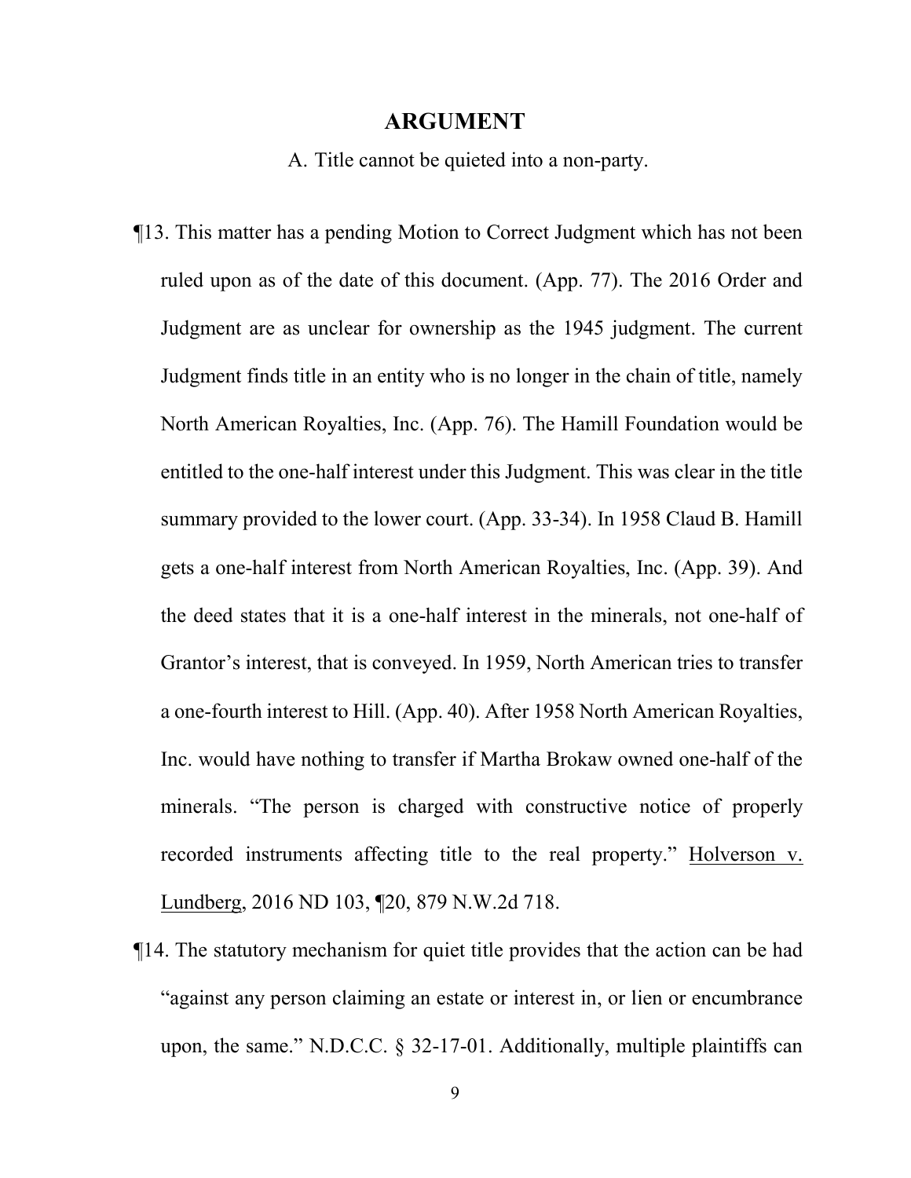## ARGUMENT

A. Title cannot be quieted into a non-party.

¶13. This matter has a pending Motion to Correct Judgment which has not been ruled upon as of the date of this document. (App. 77). The 2016 Order and Judgment are as unclear for ownership as the 1945 judgment. The current Judgment finds title in an entity who is no longer in the chain of title, namely North American Royalties, Inc. (App. 76). The Hamill Foundation would be entitled to the one-half interest under this Judgment. This was clear in the title summary provided to the lower court. (App. 33-34). In 1958 Claud B. Hamill gets a one-half interest from North American Royalties, Inc. (App. 39). And the deed states that it is a one-half interest in the minerals, not one-half of Grantor's interest, that is conveyed. In 1959, North American tries to transfer a one-fourth interest to Hill. (App. 40). After 1958 North American Royalties, Inc. would have nothing to transfer if Martha Brokaw owned one-half of the minerals. "The person is charged with constructive notice of properly recorded instruments affecting title to the real property." Holverson v. Lundberg, 2016 ND 103, ¶20, 879 N.W.2d 718.

¶14. The statutory mechanism for quiet title provides that the action can be had "against any person claiming an estate or interest in, or lien or encumbrance upon, the same." N.D.C.C. § 32-17-01. Additionally, multiple plaintiffs can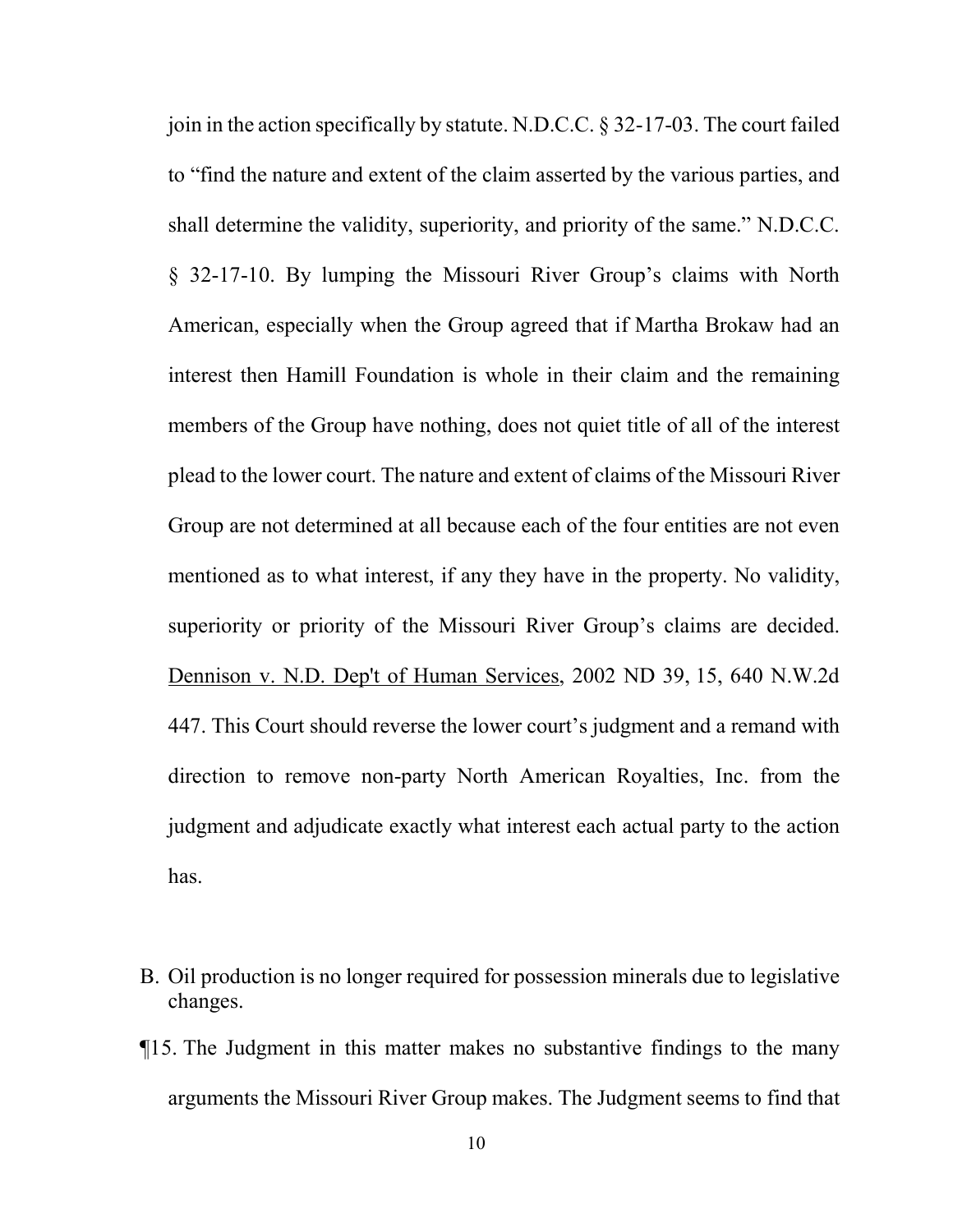join in the action specifically by statute. N.D.C.C. § 32-17-03. The court failed to "find the nature and extent of the claim asserted by the various parties, and shall determine the validity, superiority, and priority of the same." N.D.C.C. § 32-17-10. By lumping the Missouri River Group's claims with North American, especially when the Group agreed that if Martha Brokaw had an interest then Hamill Foundation is whole in their claim and the remaining members of the Group have nothing, does not quiet title of all of the interest plead to the lower court. The nature and extent of claims of the Missouri River Group are not determined at all because each of the four entities are not even mentioned as to what interest, if any they have in the property. No validity, superiority or priority of the Missouri River Group's claims are decided. Dennison v. N.D. Dep't of Human Services, 2002 ND 39, 15, 640 N.W.2d 447. This Court should reverse the lower court's judgment and a remand with direction to remove non-party North American Royalties, Inc. from the judgment and adjudicate exactly what interest each actual party to the action has.

B. Oil production is no longer required for possession minerals due to legislative changes.

¶15. The Judgment in this matter makes no substantive findings to the many arguments the Missouri River Group makes. The Judgment seems to find that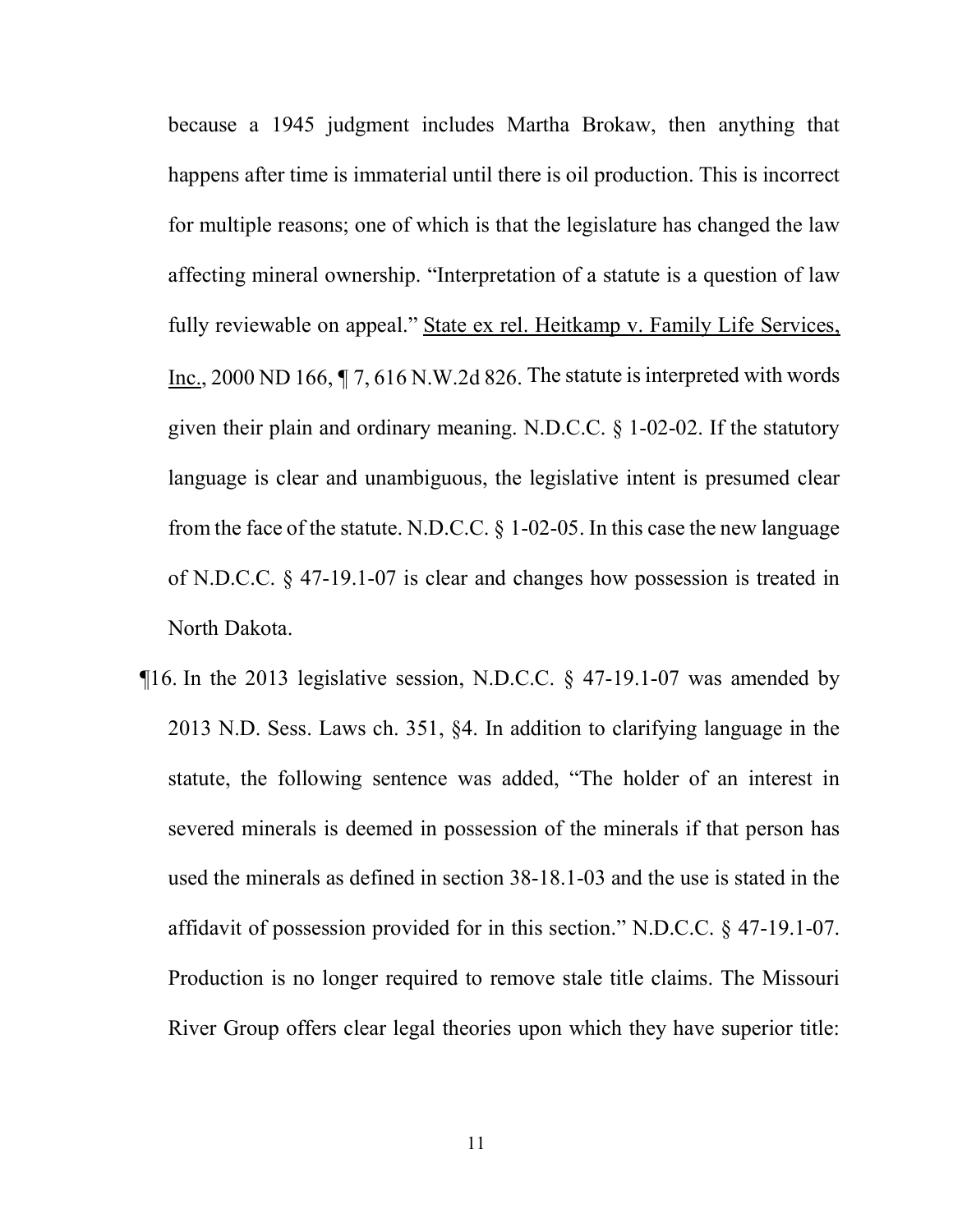because a 1945 judgment includes Martha Brokaw, then anything that happens after time is immaterial until there is oil production. This is incorrect for multiple reasons; one of which is that the legislature has changed the law affecting mineral ownership. "Interpretation of a statute is a question of law fully reviewable on appeal." State ex rel. Heitkamp v. Family Life Services, Inc., 2000 ND 166, ¶ 7, 616 N.W.2d 826. The statute is interpreted with words given their plain and ordinary meaning. N.D.C.C. § 1-02-02. If the statutory language is clear and unambiguous, the legislative intent is presumed clear from the face of the statute. N.D.C.C. § 1-02-05. In this case the new language of N.D.C.C. § 47-19.1-07 is clear and changes how possession is treated in North Dakota.

¶16. In the 2013 legislative session, N.D.C.C. § 47-19.1-07 was amended by 2013 N.D. Sess. Laws ch. 351, §4. In addition to clarifying language in the statute, the following sentence was added, "The holder of an interest in severed minerals is deemed in possession of the minerals if that person has used the minerals as defined in section 38-18.1-03 and the use is stated in the affidavit of possession provided for in this section." N.D.C.C. § 47-19.1-07. Production is no longer required to remove stale title claims. The Missouri River Group offers clear legal theories upon which they have superior title: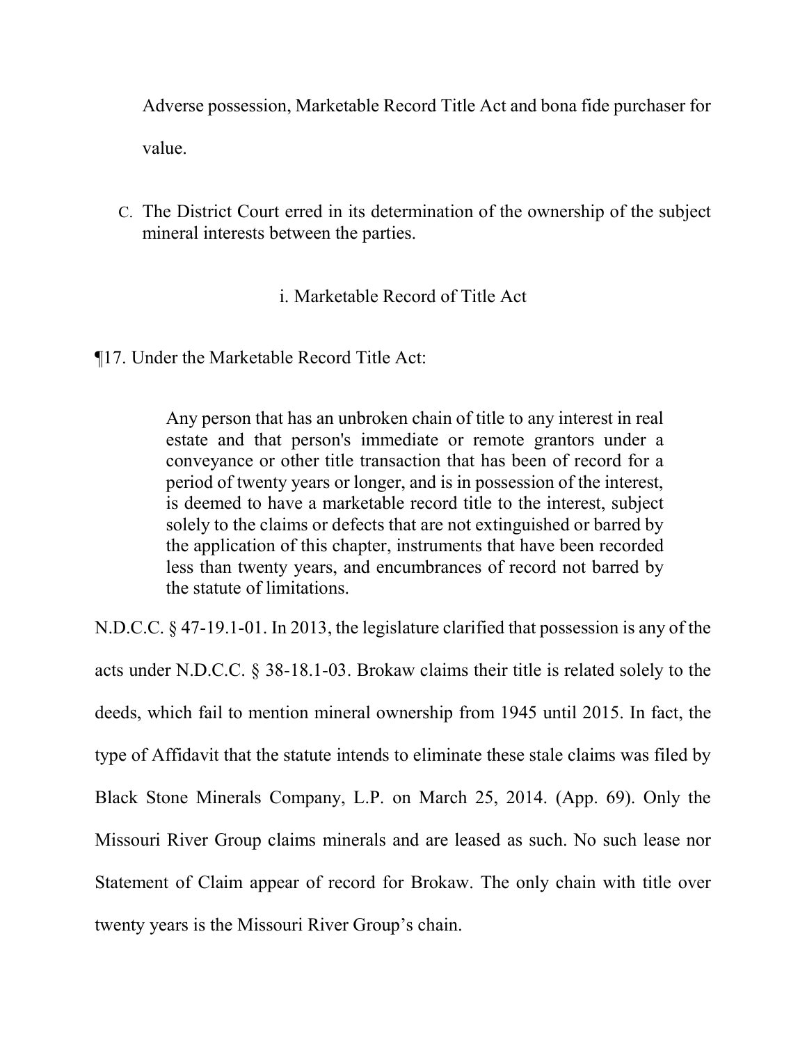Adverse possession, Marketable Record Title Act and bona fide purchaser for value.

C. The District Court erred in its determination of the ownership of the subject mineral interests between the parties.

i. Marketable Record of Title Act

¶17. Under the Marketable Record Title Act:

> Any person that has an unbroken chain of title to any interest in real estate and that person's immediate or remote grantors under a conveyance or other title transaction that has been of record for a period of twenty years or longer, and is in possession of the interest, is deemed to have a marketable record title to the interest, subject solely to the claims or defects that are not extinguished or barred by the application of this chapter, instruments that have been recorded less than twenty years, and encumbrances of record not barred by the statute of limitations.

N.D.C.C. § 47-19.1-01. In 2013, the legislature clarified that possession is any of the acts under N.D.C.C. § 38-18.1-03. Brokaw claims their title is related solely to the deeds, which fail to mention mineral ownership from 1945 until 2015. In fact, the type of Affidavit that the statute intends to eliminate these stale claims was filed by Black Stone Minerals Company, L.P. on March 25, 2014. (App. 69). Only the Missouri River Group claims minerals and are leased as such. No such lease nor Statement of Claim appear of record for Brokaw. The only chain with title over twenty years is the Missouri River Group's chain.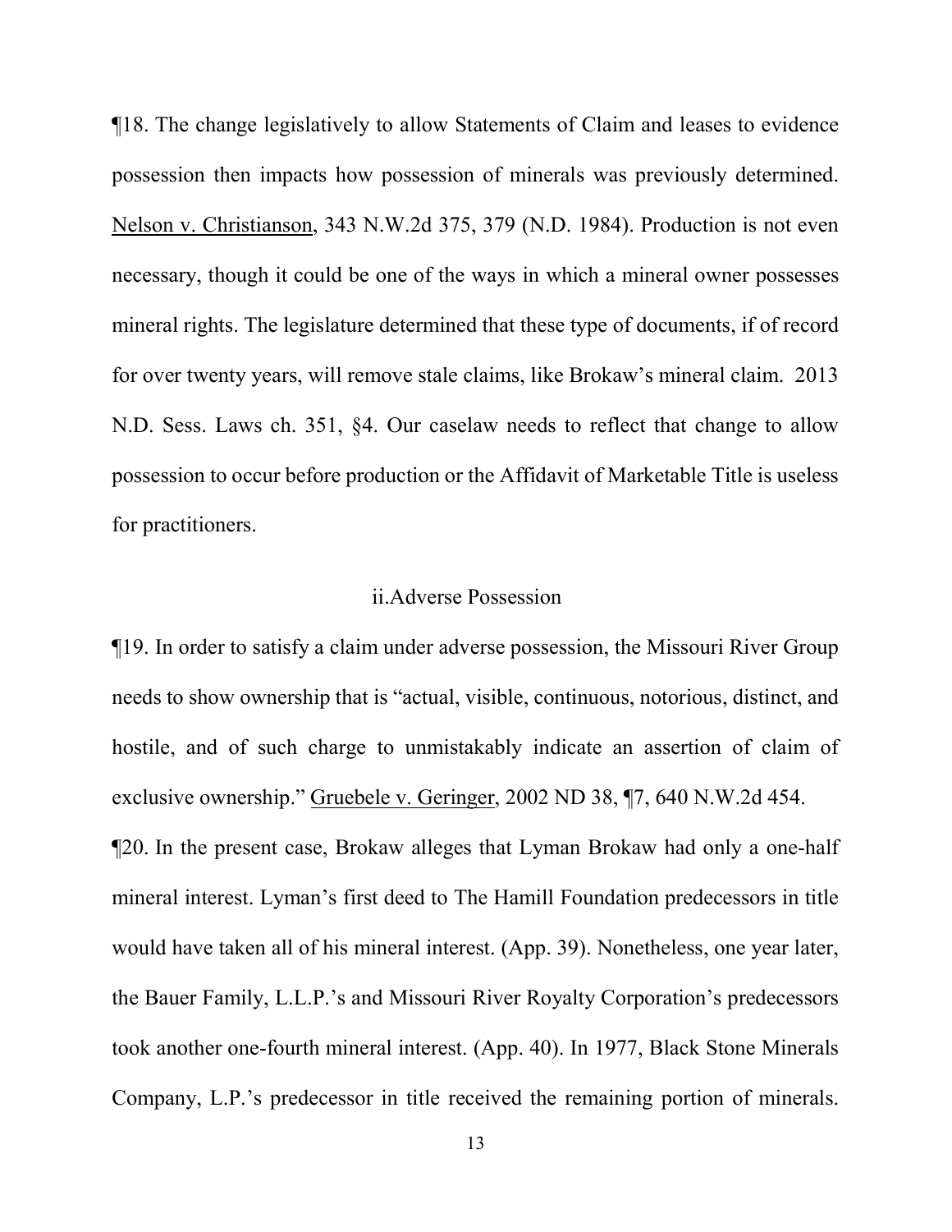¶18. The change legislatively to allow Statements of Claim and leases to evidence possession then impacts how possession of minerals was previously determined. Nelson v. Christianson, 343 N.W.2d 375, 379 (N.D. 1984). Production is not even necessary, though it could be one of the ways in which a mineral owner possesses mineral rights. The legislature determined that these type of documents, if of record for over twenty years, will remove stale claims, like Brokaw's mineral claim. 2013 N.D. Sess. Laws ch. 351, §4. Our caselaw needs to reflect that change to allow possession to occur before production or the Affidavit of Marketable Title is useless for practitioners.

### ii.Adverse Possession

¶19. In order to satisfy a claim under adverse possession, the Missouri River Group needs to show ownership that is "actual, visible, continuous, notorious, distinct, and hostile, and of such charge to unmistakably indicate an assertion of claim of exclusive ownership." Gruebele v. Geringer, 2002 ND 38, ¶7, 640 N.W.2d 454.

¶20. In the present case, Brokaw alleges that Lyman Brokaw had only a one-half mineral interest. Lyman's first deed to The Hamill Foundation predecessors in title would have taken all of his mineral interest. (App. 39). Nonetheless, one year later, the Bauer Family, L.L.P.'s and Missouri River Royalty Corporation's predecessors took another one-fourth mineral interest. (App. 40). In 1977, Black Stone Minerals Company, L.P.'s predecessor in title received the remaining portion of minerals.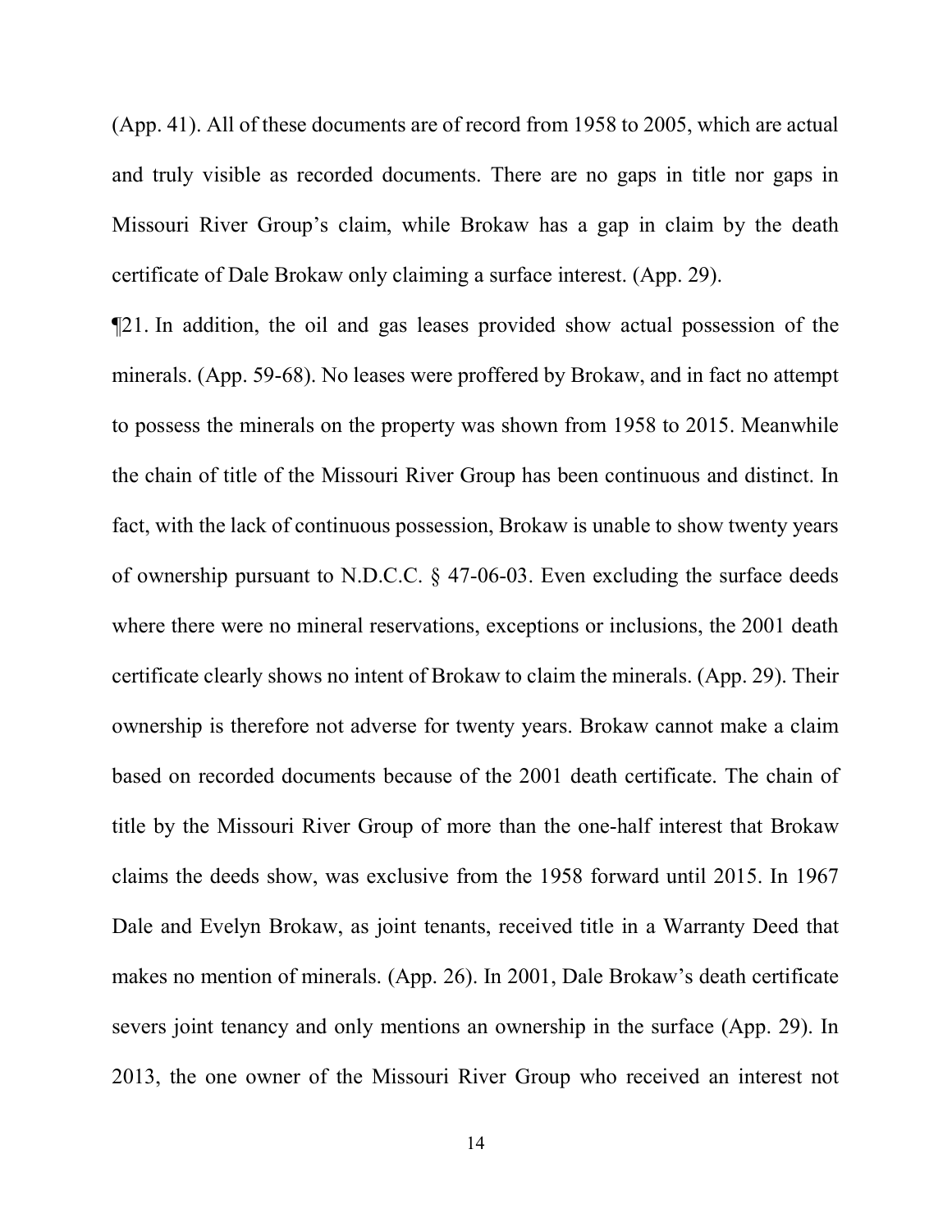(App. 41). All of these documents are of record from 1958 to 2005, which are actual and truly visible as recorded documents. There are no gaps in title nor gaps in Missouri River Group's claim, while Brokaw has a gap in claim by the death certificate of Dale Brokaw only claiming a surface interest. (App. 29).

¶21. In addition, the oil and gas leases provided show actual possession of the minerals. (App. 59-68). No leases were proffered by Brokaw, and in fact no attempt to possess the minerals on the property was shown from 1958 to 2015. Meanwhile the chain of title of the Missouri River Group has been continuous and distinct. In fact, with the lack of continuous possession, Brokaw is unable to show twenty years of ownership pursuant to N.D.C.C. § 47-06-03. Even excluding the surface deeds where there were no mineral reservations, exceptions or inclusions, the 2001 death certificate clearly shows no intent of Brokaw to claim the minerals. (App. 29). Their ownership is therefore not adverse for twenty years. Brokaw cannot make a claim based on recorded documents because of the 2001 death certificate. The chain of title by the Missouri River Group of more than the one-half interest that Brokaw claims the deeds show, was exclusive from the 1958 forward until 2015. In 1967 Dale and Evelyn Brokaw, as joint tenants, received title in a Warranty Deed that makes no mention of minerals. (App. 26). In 2001, Dale Brokaw's death certificate severs joint tenancy and only mentions an ownership in the surface (App. 29). In 2013, the one owner of the Missouri River Group who received an interest not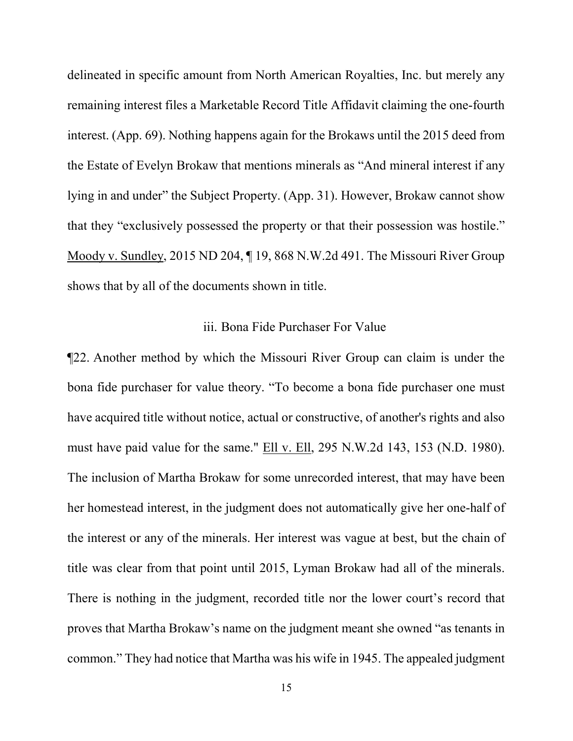delineated in specific amount from North American Royalties, Inc. but merely any remaining interest files a Marketable Record Title Affidavit claiming the one-fourth interest. (App. 69). Nothing happens again for the Brokaws until the 2015 deed from the Estate of Evelyn Brokaw that mentions minerals as "And mineral interest if any lying in and under" the Subject Property. (App. 31). However, Brokaw cannot show that they "exclusively possessed the property or that their possession was hostile." Moody v. Sundley, 2015 ND 204, ¶ 19, 868 N.W.2d 491. The Missouri River Group shows that by all of the documents shown in title.

### iii. Bona Fide Purchaser For Value

¶22. Another method by which the Missouri River Group can claim is under the bona fide purchaser for value theory. "To become a bona fide purchaser one must have acquired title without notice, actual or constructive, of another's rights and also must have paid value for the same." Ell v. Ell, 295 N.W.2d 143, 153 (N.D. 1980). The inclusion of Martha Brokaw for some unrecorded interest, that may have been her homestead interest, in the judgment does not automatically give her one-half of the interest or any of the minerals. Her interest was vague at best, but the chain of title was clear from that point until 2015, Lyman Brokaw had all of the minerals. There is nothing in the judgment, recorded title nor the lower court's record that proves that Martha Brokaw's name on the judgment meant she owned "as tenants in common." They had notice that Martha was his wife in 1945. The appealed judgment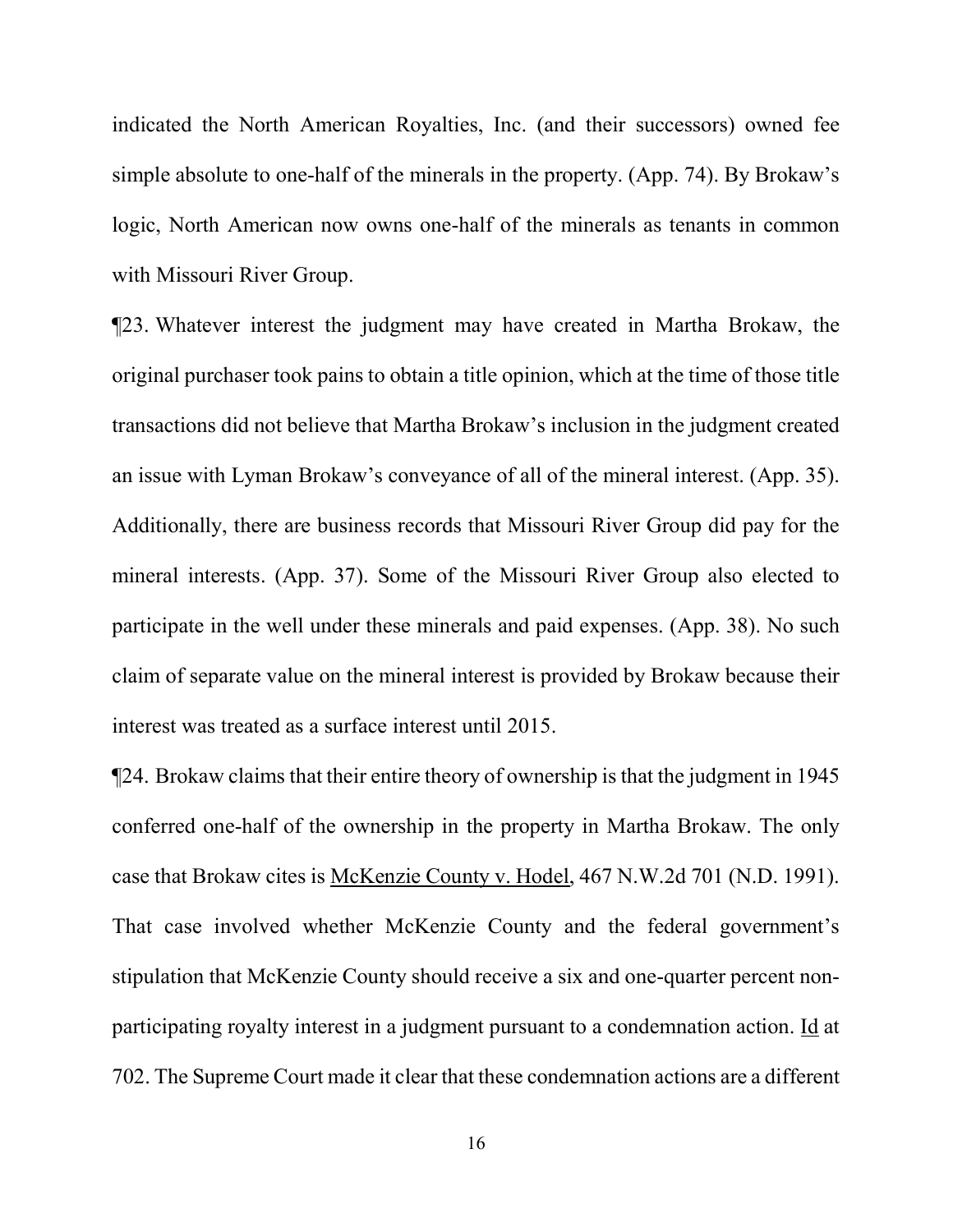indicated the North American Royalties, Inc. (and their successors) owned fee simple absolute to one-half of the minerals in the property. (App. 74). By Brokaw's logic, North American now owns one-half of the minerals as tenants in common with Missouri River Group.

¶23. Whatever interest the judgment may have created in Martha Brokaw, the original purchaser took pains to obtain a title opinion, which at the time of those title transactions did not believe that Martha Brokaw's inclusion in the judgment created an issue with Lyman Brokaw's conveyance of all of the mineral interest. (App. 35). Additionally, there are business records that Missouri River Group did pay for the mineral interests. (App. 37). Some of the Missouri River Group also elected to participate in the well under these minerals and paid expenses. (App. 38). No such claim of separate value on the mineral interest is provided by Brokaw because their interest was treated as a surface interest until 2015.

¶24. Brokaw claims that their entire theory of ownership is that the judgment in 1945 conferred one-half of the ownership in the property in Martha Brokaw. The only case that Brokaw cites is McKenzie County v. Hodel, 467 N.W.2d 701 (N.D. 1991). That case involved whether McKenzie County and the federal government's stipulation that McKenzie County should receive a six and one-quarter percent non-participating royalty interest in a judgment pursuant to a condemnation action. Id at 702. The Supreme Court made it clear that these condemnation actions are a different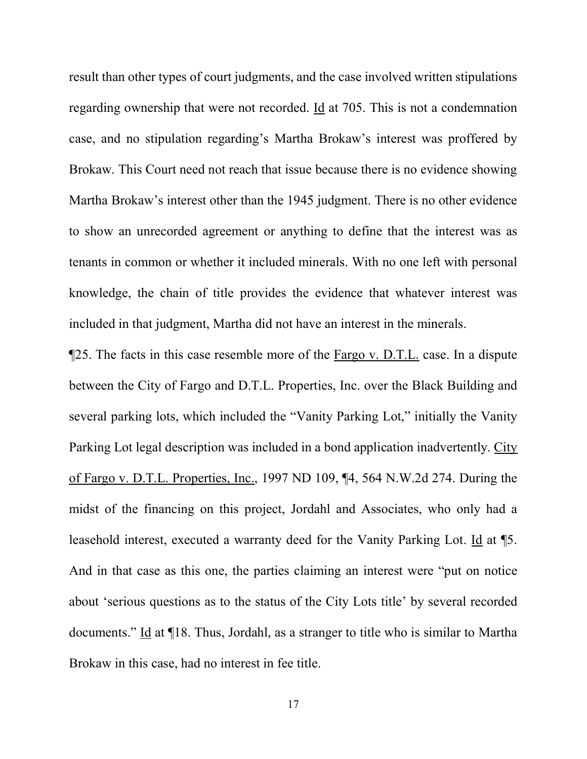result than other types of court judgments, and the case involved written stipulations regarding ownership that were not recorded. Id at 705. This is not a condemnation case, and no stipulation regarding's Martha Brokaw's interest was proffered by Brokaw. This Court need not reach that issue because there is no evidence showing Martha Brokaw's interest other than the 1945 judgment. There is no other evidence to show an unrecorded agreement or anything to define that the interest was as tenants in common or whether it included minerals. With no one left with personal knowledge, the chain of title provides the evidence that whatever interest was included in that judgment, Martha did not have an interest in the minerals.

¶25. The facts in this case resemble more of the Fargo v. D.T.L. case. In a dispute between the City of Fargo and D.T.L. Properties, Inc. over the Black Building and several parking lots, which included the "Vanity Parking Lot," initially the Vanity Parking Lot legal description was included in a bond application inadvertently. City of Fargo v. D.T.L. Properties, Inc., 1997 ND 109, ¶4, 564 N.W.2d 274. During the midst of the financing on this project, Jordahl and Associates, who only had a leasehold interest, executed a warranty deed for the Vanity Parking Lot. Id at ¶5. And in that case as this one, the parties claiming an interest were "put on notice about 'serious questions as to the status of the City Lots title' by several recorded documents." Id at ¶18. Thus, Jordahl, as a stranger to title who is similar to Martha Brokaw in this case, had no interest in fee title.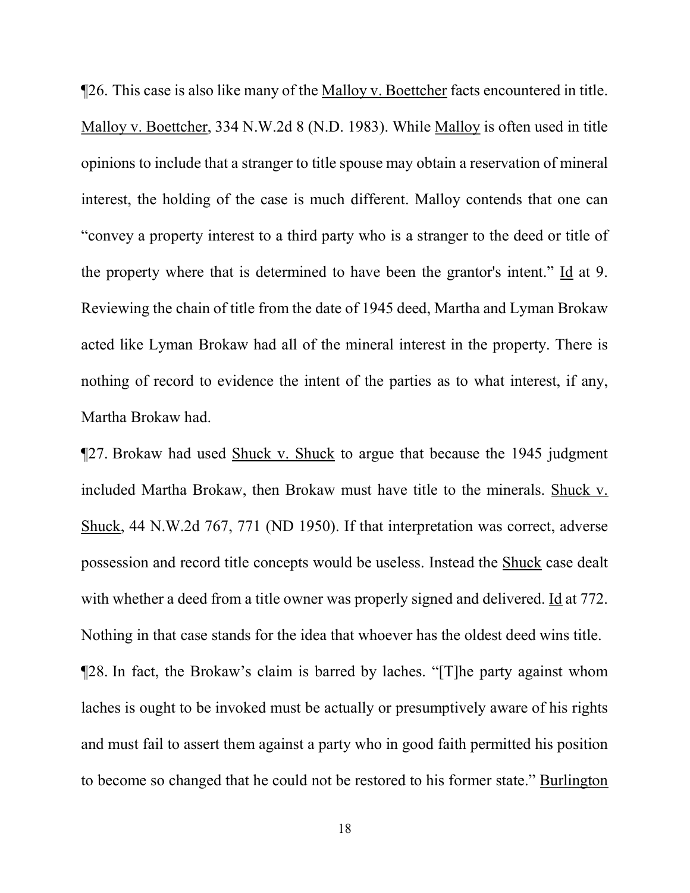¶26. This case is also like many of the Malloy v. Boettcher facts encountered in title. Malloy v. Boettcher, 334 N.W.2d 8 (N.D. 1983). While Malloy is often used in title opinions to include that a stranger to title spouse may obtain a reservation of mineral interest, the holding of the case is much different. Malloy contends that one can "convey a property interest to a third party who is a stranger to the deed or title of the property where that is determined to have been the grantor's intent." Id at 9. Reviewing the chain of title from the date of 1945 deed, Martha and Lyman Brokaw acted like Lyman Brokaw had all of the mineral interest in the property. There is nothing of record to evidence the intent of the parties as to what interest, if any, Martha Brokaw had.

¶27. Brokaw had used Shuck v. Shuck to argue that because the 1945 judgment included Martha Brokaw, then Brokaw must have title to the minerals. Shuck v. Shuck, 44 N.W.2d 767, 771 (ND 1950). If that interpretation was correct, adverse possession and record title concepts would be useless. Instead the Shuck case dealt with whether a deed from a title owner was properly signed and delivered. Id at 772. Nothing in that case stands for the idea that whoever has the oldest deed wins title.

¶28. In fact, the Brokaw's claim is barred by laches. "[T]he party against whom laches is ought to be invoked must be actually or presumptively aware of his rights and must fail to assert them against a party who in good faith permitted his position to become so changed that he could not be restored to his former state." Burlington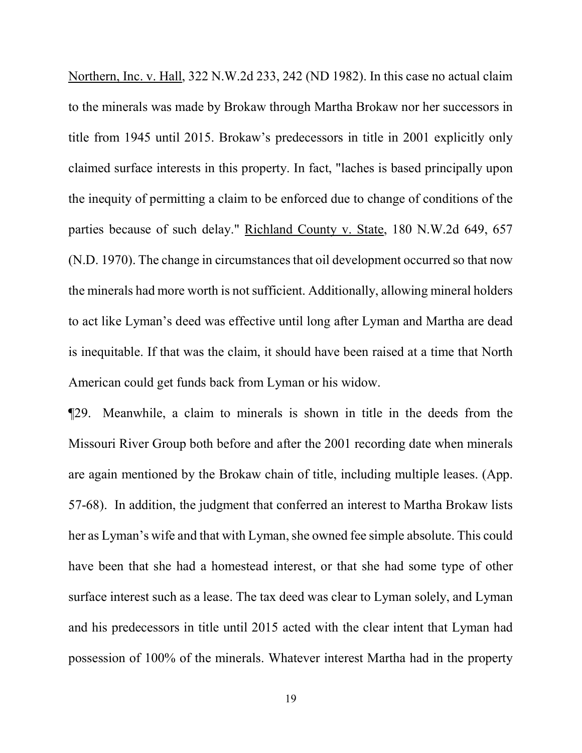Northern, Inc. v. Hall, 322 N.W.2d 233, 242 (ND 1982). In this case no actual claim to the minerals was made by Brokaw through Martha Brokaw nor her successors in title from 1945 until 2015. Brokaw's predecessors in title in 2001 explicitly only claimed surface interests in this property. In fact, "laches is based principally upon the inequity of permitting a claim to be enforced due to change of conditions of the parties because of such delay." Richland County v. State, 180 N.W.2d 649, 657 (N.D. 1970). The change in circumstances that oil development occurred so that now the minerals had more worth is not sufficient. Additionally, allowing mineral holders to act like Lyman's deed was effective until long after Lyman and Martha are dead is inequitable. If that was the claim, it should have been raised at a time that North American could get funds back from Lyman or his widow.

¶29. Meanwhile, a claim to minerals is shown in title in the deeds from the Missouri River Group both before and after the 2001 recording date when minerals are again mentioned by the Brokaw chain of title, including multiple leases. (App. 57-68). In addition, the judgment that conferred an interest to Martha Brokaw lists her as Lyman's wife and that with Lyman, she owned fee simple absolute. This could have been that she had a homestead interest, or that she had some type of other surface interest such as a lease. The tax deed was clear to Lyman solely, and Lyman and his predecessors in title until 2015 acted with the clear intent that Lyman had possession of 100% of the minerals. Whatever interest Martha had in the property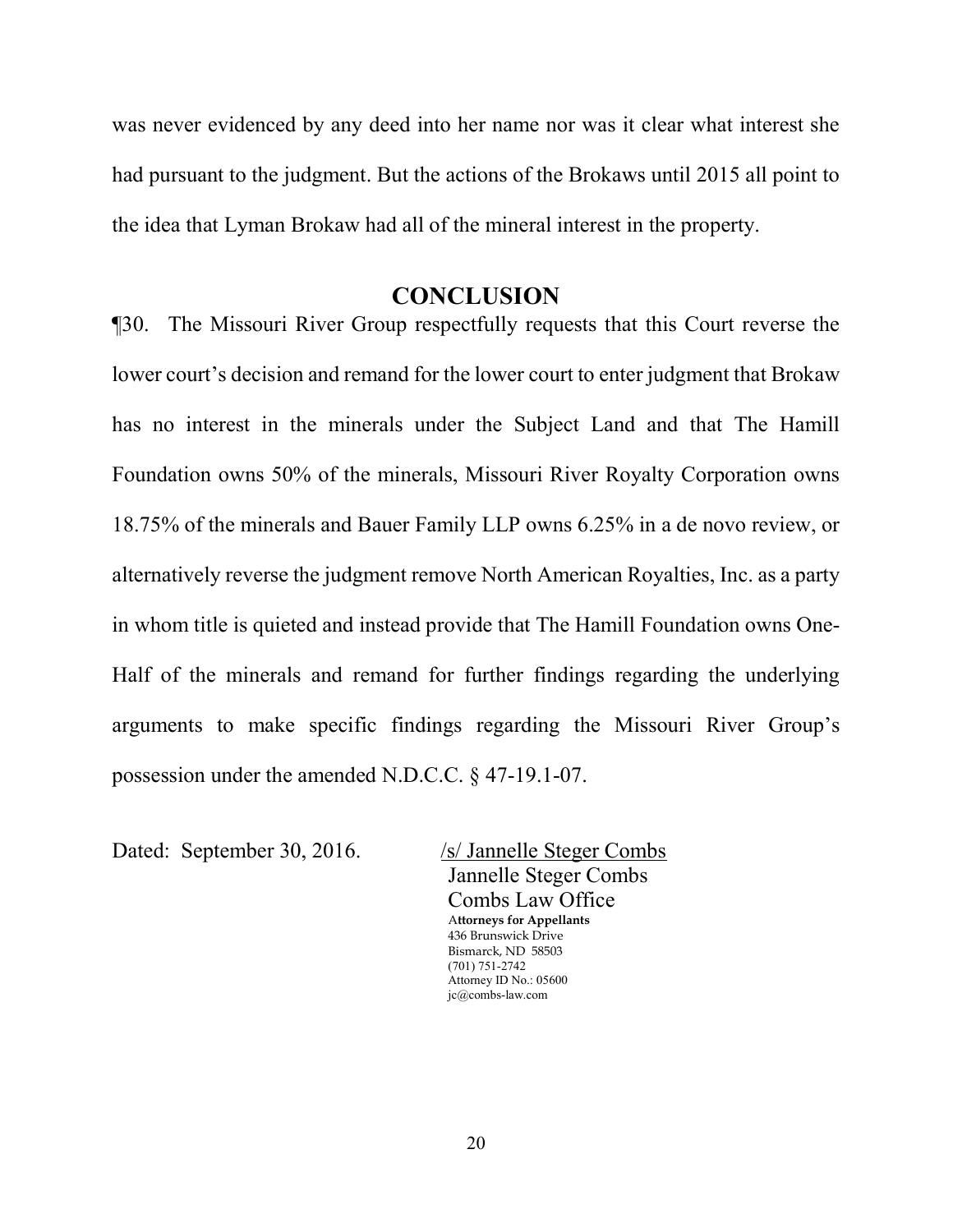was never evidenced by any deed into her name nor was it clear what interest she had pursuant to the judgment. But the actions of the Brokaws until 2015 all point to the idea that Lyman Brokaw had all of the mineral interest in the property.

## CONCLUSION

¶30. The Missouri River Group respectfully requests that this Court reverse the lower court's decision and remand for the lower court to enter judgment that Brokaw has no interest in the minerals under the Subject Land and that The Hamill Foundation owns 50% of the minerals, Missouri River Royalty Corporation owns 18.75% of the minerals and Bauer Family LLP owns 6.25% in a de novo review, or alternatively reverse the judgment remove North American Royalties, Inc. as a party in whom title is quieted and instead provide that The Hamill Foundation owns One-Half of the minerals and remand for further findings regarding the underlying arguments to make specific findings regarding the Missouri River Group's possession under the amended N.D.C.C. § 47-19.1-07.

Dated: September 30, 2016.

/s/ Jannelle Steger Combs
Jannelle Steger Combs
Combs Law Office
**Attorneys for Appellants**
436 Brunswick Drive
Bismarck, ND 58503
(701) 751-2742
Attorney ID No.: 05600
jc@combs-law.com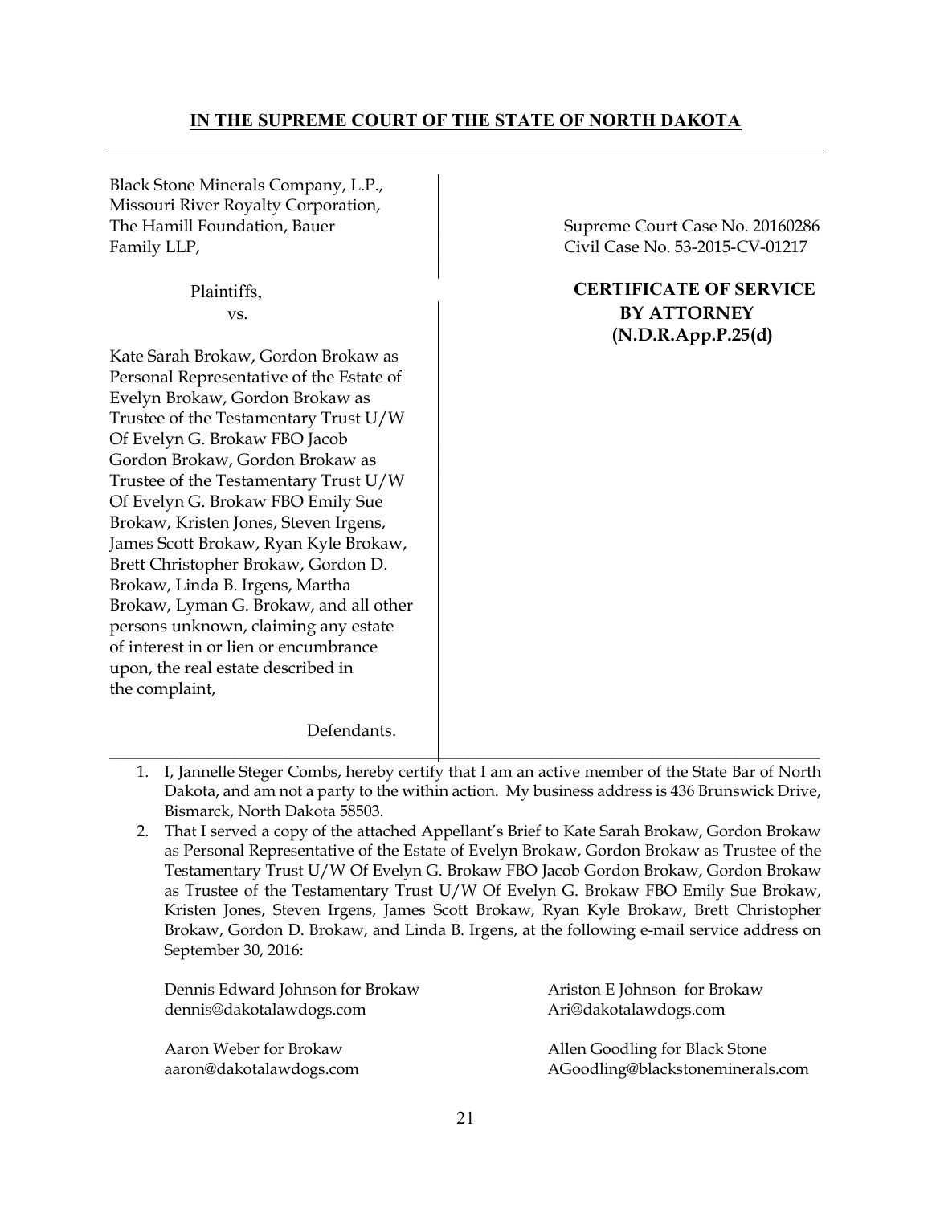**IN THE SUPREME COURT OF THE STATE OF NORTH DAKOTA**

---

| | |
|---|---|
| Black Stone Minerals Company, L.P., Missouri River Royalty Corporation, The Hamill Foundation, Bauer Family LLP,<br><br>Plaintiffs,<br><br>vs.<br><br>Kate Sarah Brokaw, Gordon Brokaw as Personal Representative of the Estate of Evelyn Brokaw, Gordon Brokaw as Trustee of the Testamentary Trust U/W Of Evelyn G. Brokaw FBO Jacob Gordon Brokaw, Gordon Brokaw as Trustee of the Testamentary Trust U/W Of Evelyn G. Brokaw FBO Emily Sue Brokaw, Kristen Jones, Steven Irgens, James Scott Brokaw, Ryan Kyle Brokaw, Brett Christopher Brokaw, Gordon D. Brokaw, Linda B. Irgens, Martha Brokaw, Lyman G. Brokaw, and all other persons unknown, claiming any estate of interest in or lien or encumbrance upon, the real estate described in the complaint,<br><br>Defendants. | Supreme Court Case No. 20160286<br>Civil Case No. 53-2015-CV-01217<br><br>**CERTIFICATE OF SERVICE BY ATTORNEY (N.D.R.App.P.25(d))** |

---

1. I, Jannelle Steger Combs, hereby certify that I am an active member of the State Bar of North Dakota, and am not a party to the within action. My business address is 436 Brunswick Drive, Bismarck, North Dakota 58503.
2. That I served a copy of the attached Appellant's Brief to Kate Sarah Brokaw, Gordon Brokaw as Personal Representative of the Estate of Evelyn Brokaw, Gordon Brokaw as Trustee of the Testamentary Trust U/W Of Evelyn G. Brokaw FBO Jacob Gordon Brokaw, Gordon Brokaw as Trustee of the Testamentary Trust U/W Of Evelyn G. Brokaw FBO Emily Sue Brokaw, Kristen Jones, Steven Irgens, James Scott Brokaw, Ryan Kyle Brokaw, Brett Christopher Brokaw, Gordon D. Brokaw, and Linda B. Irgens, at the following e-mail service address on September 30, 2016:

Dennis Edward Johnson for Brokaw
dennis@dakotalawdogs.com

Ariston E Johnson for Brokaw
Ari@dakotalawdogs.com

Aaron Weber for Brokaw
aaron@dakotalawdogs.com

Allen Goodling for Black Stone
AGoodling@blackstoneminerals.com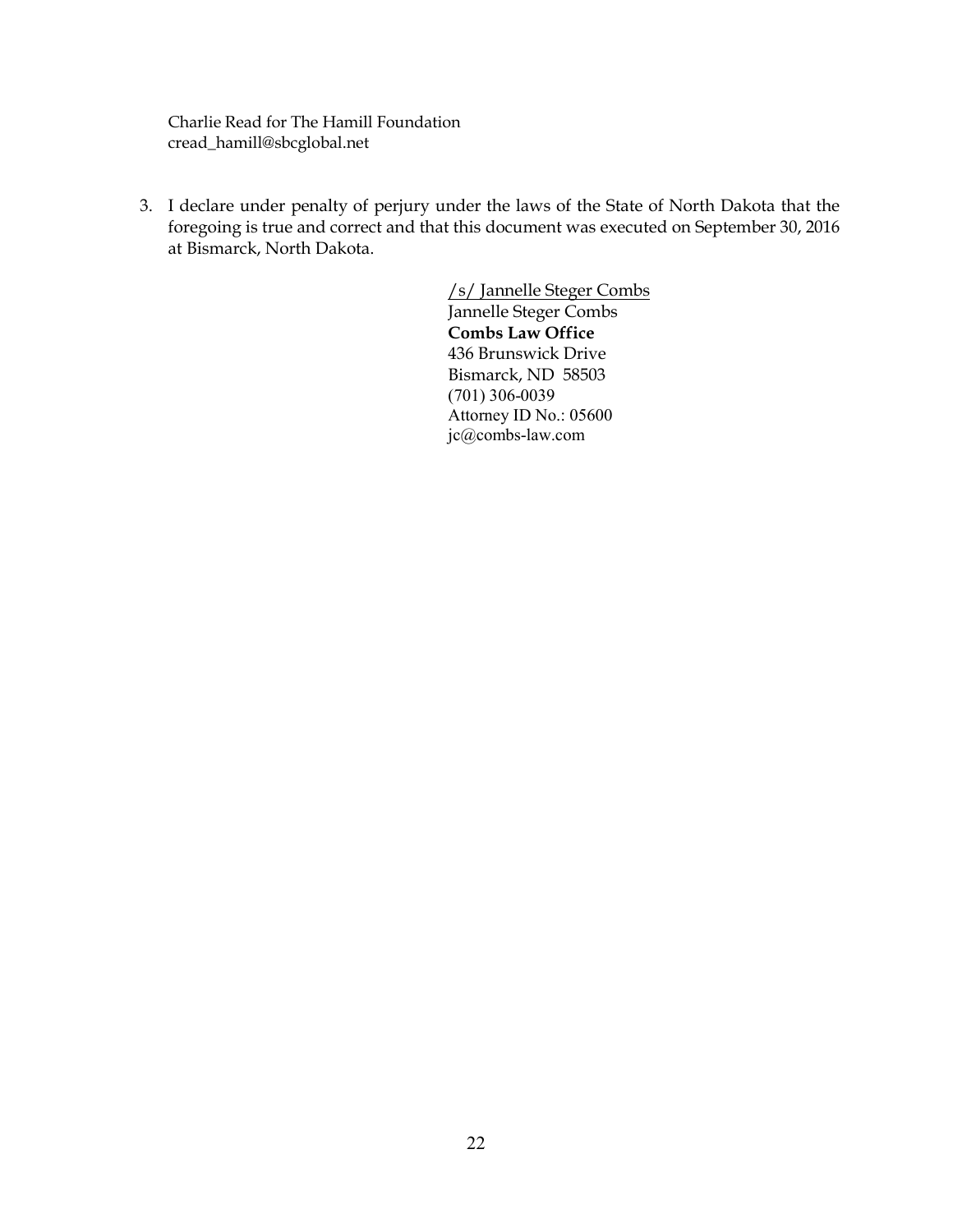Charlie Read for The Hamill Foundation
cread_hamill@sbcglobal.net

3. I declare under penalty of perjury under the laws of the State of North Dakota that the foregoing is true and correct and that this document was executed on September 30, 2016 at Bismarck, North Dakota.

/s/ Jannelle Steger Combs
Jannelle Steger Combs
**Combs Law Office**
436 Brunswick Drive
Bismarck, ND 58503
(701) 306-0039
Attorney ID No.: 05600
jc@combs-law.com